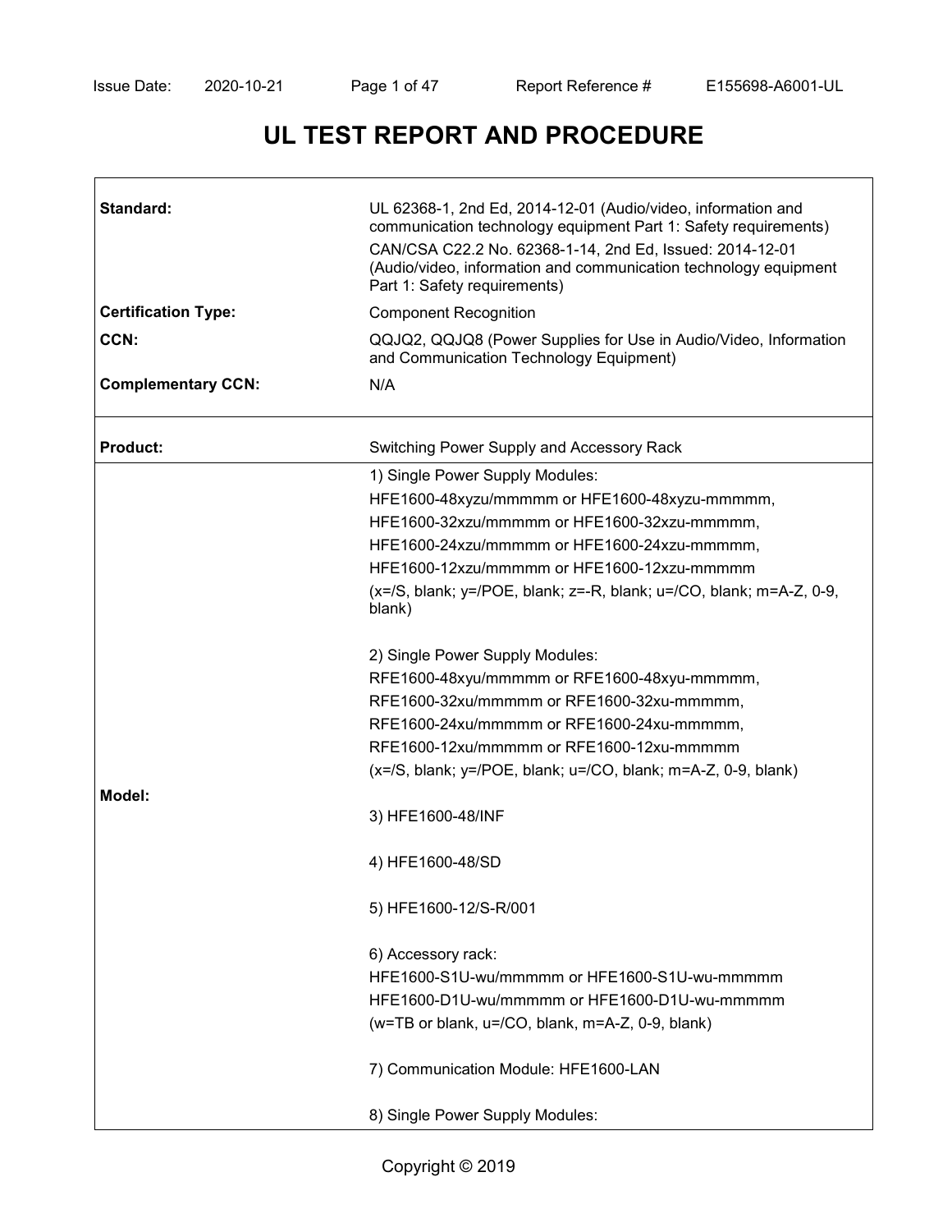# UL TEST REPORT AND PROCEDURE

| | |
|---|---|
| **Standard:** | UL 62368-1, 2nd Ed, 2014-12-01 (Audio/video, information and communication technology equipment Part 1: Safety requirements)<br>CAN/CSA C22.2 No. 62368-1-14, 2nd Ed, Issued: 2014-12-01 (Audio/video, information and communication technology equipment Part 1: Safety requirements) |
| **Certification Type:** | Component Recognition |
| **CCN:** | QQJQ2, QQJQ8 (Power Supplies for Use in Audio/Video, Information and Communication Technology Equipment) |
| **Complementary CCN:** | N/A |
| **Product:** | Switching Power Supply and Accessory Rack |
| **Model:** | 1) Single Power Supply Modules:<br>HFE1600-48xyzu/mmmmm or HFE1600-48xyzu-mmmmm,<br>HFE1600-32xzu/mmmmm or HFE1600-32xzu-mmmmm,<br>HFE1600-24xzu/mmmmm or HFE1600-24xzu-mmmmm,<br>HFE1600-12xzu/mmmmm or HFE1600-12xzu-mmmmm<br>(x=/S, blank; y=/POE, blank; z=-R, blank; u=/CO, blank; m=A-Z, 0-9, blank)<br><br>2) Single Power Supply Modules:<br>RFE1600-48xyu/mmmmm or RFE1600-48xyu-mmmmm,<br>RFE1600-32xu/mmmmm or RFE1600-32xu-mmmmm,<br>RFE1600-24xu/mmmmm or RFE1600-24xu-mmmmm,<br>RFE1600-12xu/mmmmm or RFE1600-12xu-mmmmm<br>(x=/S, blank; y=/POE, blank; u=/CO, blank; m=A-Z, 0-9, blank)<br><br>3) HFE1600-48/INF<br><br>4) HFE1600-48/SD<br><br>5) HFE1600-12/S-R/001<br><br>6) Accessory rack:<br>HFE1600-S1U-wu/mmmmm or HFE1600-S1U-wu-mmmmm<br>HFE1600-D1U-wu/mmmmm or HFE1600-D1U-wu-mmmmm<br>(w=TB or blank, u=/CO, blank, m=A-Z, 0-9, blank)<br><br>7) Communication Module: HFE1600-LAN<br><br>8) Single Power Supply Modules: |

Copyright © 2019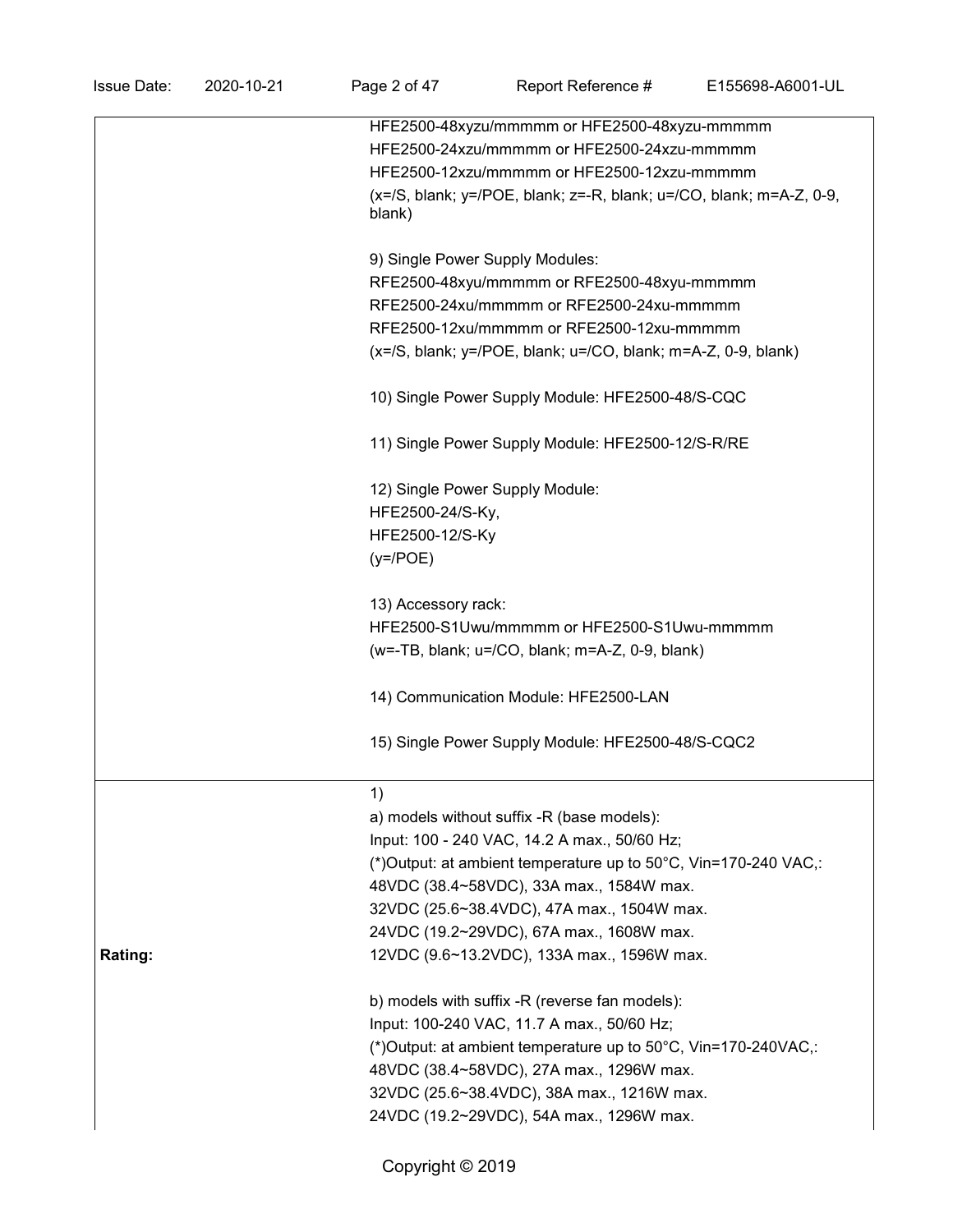| | |
|---|---|
| | HFE2500-48xyzu/mmmmm or HFE2500-48xyzu-mmmmm<br>HFE2500-24xzu/mmmmm or HFE2500-24xzu-mmmmm<br>HFE2500-12xzu/mmmmm or HFE2500-12xzu-mmmmm<br>(x=/S, blank; y=/POE, blank; z=-R, blank; u=/CO, blank; m=A-Z, 0-9, blank)<br><br>9) Single Power Supply Modules:<br>RFE2500-48xyu/mmmmm or RFE2500-48xyu-mmmmm<br>RFE2500-24xu/mmmmm or RFE2500-24xu-mmmmm<br>RFE2500-12xu/mmmmm or RFE2500-12xu-mmmmm<br>(x=/S, blank; y=/POE, blank; u=/CO, blank; m=A-Z, 0-9, blank)<br><br>10) Single Power Supply Module: HFE2500-48/S-CQC<br><br>11) Single Power Supply Module: HFE2500-12/S-R/RE<br><br>12) Single Power Supply Module:<br>HFE2500-24/S-Ky,<br>HFE2500-12/S-Ky<br>(y=/POE)<br><br>13) Accessory rack:<br>HFE2500-S1Uwu/mmmmm or HFE2500-S1Uwu-mmmmm<br>(w=-TB, blank; u=/CO, blank; m=A-Z, 0-9, blank)<br><br>14) Communication Module: HFE2500-LAN<br><br>15) Single Power Supply Module: HFE2500-48/S-CQC2 |
| **Rating:** | 1)<br>a) models without suffix -R (base models):<br>Input: 100 - 240 VAC, 14.2 A max., 50/60 Hz;<br>(*)Output: at ambient temperature up to 50°C, Vin=170-240 VAC,:<br>48VDC (38.4~58VDC), 33A max., 1584W max.<br>32VDC (25.6~38.4VDC), 47A max., 1504W max.<br>24VDC (19.2~29VDC), 67A max., 1608W max.<br>12VDC (9.6~13.2VDC), 133A max., 1596W max.<br><br>b) models with suffix -R (reverse fan models):<br>Input: 100-240 VAC, 11.7 A max., 50/60 Hz;<br>(*)Output: at ambient temperature up to 50°C, Vin=170-240VAC,:<br>48VDC (38.4~58VDC), 27A max., 1296W max.<br>32VDC (25.6~38.4VDC), 38A max., 1216W max.<br>24VDC (19.2~29VDC), 54A max., 1296W max. |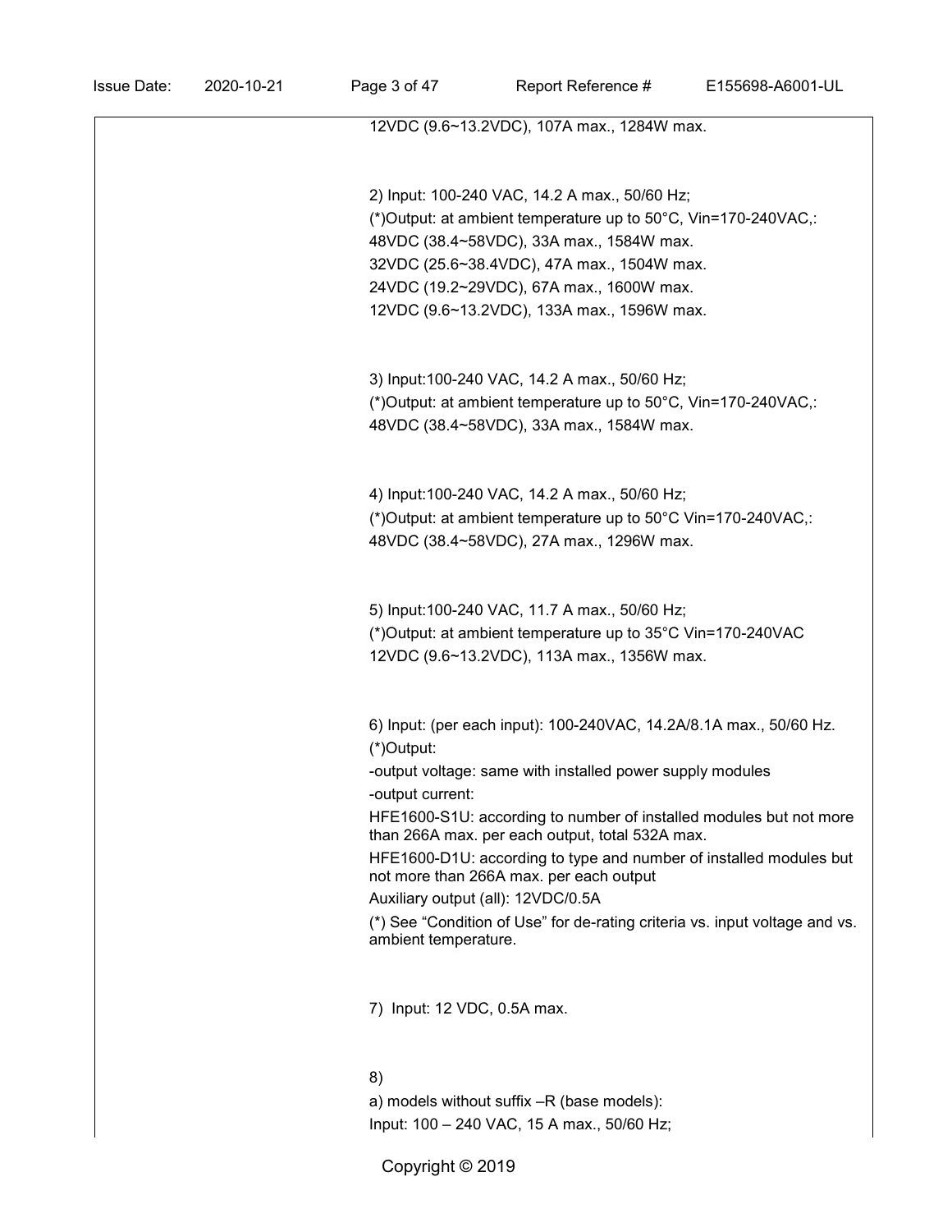12VDC (9.6~13.2VDC), 107A max., 1284W max.

2) Input: 100-240 VAC, 14.2 A max., 50/60 Hz;
(*)Output: at ambient temperature up to 50°C, Vin=170-240VAC,:
48VDC (38.4~58VDC), 33A max., 1584W max.
32VDC (25.6~38.4VDC), 47A max., 1504W max.
24VDC (19.2~29VDC), 67A max., 1600W max.
12VDC (9.6~13.2VDC), 133A max., 1596W max.

3) Input:100-240 VAC, 14.2 A max., 50/60 Hz;
(*)Output: at ambient temperature up to 50°C, Vin=170-240VAC,:
48VDC (38.4~58VDC), 33A max., 1584W max.

4) Input:100-240 VAC, 14.2 A max., 50/60 Hz;
(*)Output: at ambient temperature up to 50°C Vin=170-240VAC,:
48VDC (38.4~58VDC), 27A max., 1296W max.

5) Input:100-240 VAC, 11.7 A max., 50/60 Hz;
(*)Output: at ambient temperature up to 35°C Vin=170-240VAC
12VDC (9.6~13.2VDC), 113A max., 1356W max.

6) Input: (per each input): 100-240VAC, 14.2A/8.1A max., 50/60 Hz.
(*)Output:
-output voltage: same with installed power supply modules
-output current:
HFE1600-S1U: according to number of installed modules but not more than 266A max. per each output, total 532A max.
HFE1600-D1U: according to type and number of installed modules but not more than 266A max. per each output
Auxiliary output (all): 12VDC/0.5A
(*) See "Condition of Use" for de-rating criteria vs. input voltage and vs. ambient temperature.

7) Input: 12 VDC, 0.5A max.

8)
a) models without suffix –R (base models):
Input: 100 – 240 VAC, 15 A max., 50/60 Hz;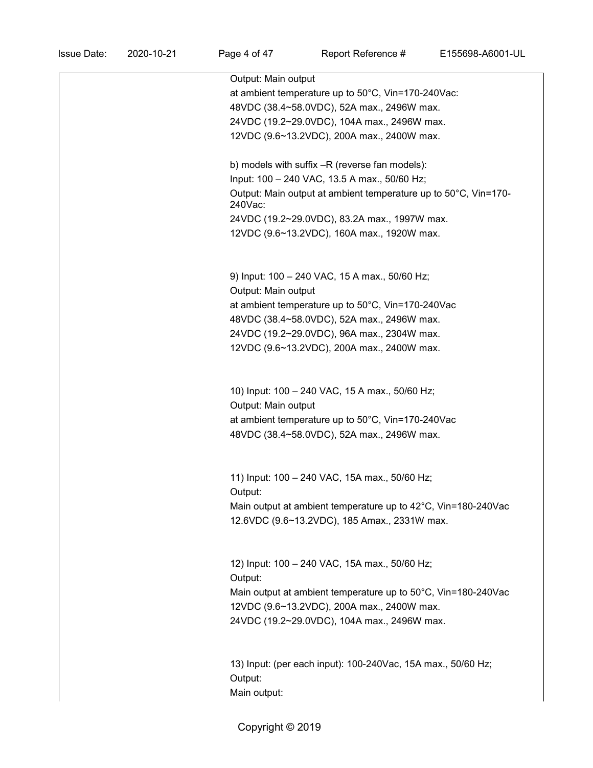Output: Main output

at ambient temperature up to 50°C, Vin=170-240Vac:

48VDC (38.4~58.0VDC), 52A max., 2496W max.

24VDC (19.2~29.0VDC), 104A max., 2496W max.

12VDC (9.6~13.2VDC), 200A max., 2400W max.

b) models with suffix –R (reverse fan models):

Input: 100 – 240 VAC, 13.5 A max., 50/60 Hz;

Output: Main output at ambient temperature up to 50°C, Vin=170-240Vac:

24VDC (19.2~29.0VDC), 83.2A max., 1997W max.

12VDC (9.6~13.2VDC), 160A max., 1920W max.

9) Input: 100 – 240 VAC, 15 A max., 50/60 Hz;

Output: Main output

at ambient temperature up to 50°C, Vin=170-240Vac

48VDC (38.4~58.0VDC), 52A max., 2496W max.

24VDC (19.2~29.0VDC), 96A max., 2304W max.

12VDC (9.6~13.2VDC), 200A max., 2400W max.

10) Input: 100 – 240 VAC, 15 A max., 50/60 Hz;

Output: Main output

at ambient temperature up to 50°C, Vin=170-240Vac

48VDC (38.4~58.0VDC), 52A max., 2496W max.

11) Input: 100 – 240 VAC, 15A max., 50/60 Hz;

Output:

Main output at ambient temperature up to 42°C, Vin=180-240Vac

12.6VDC (9.6~13.2VDC), 185 Amax., 2331W max.

12) Input: 100 – 240 VAC, 15A max., 50/60 Hz;

Output:

Main output at ambient temperature up to 50°C, Vin=180-240Vac

12VDC (9.6~13.2VDC), 200A max., 2400W max.

24VDC (19.2~29.0VDC), 104A max., 2496W max.

13) Input: (per each input): 100-240Vac, 15A max., 50/60 Hz;

Output:

Main output: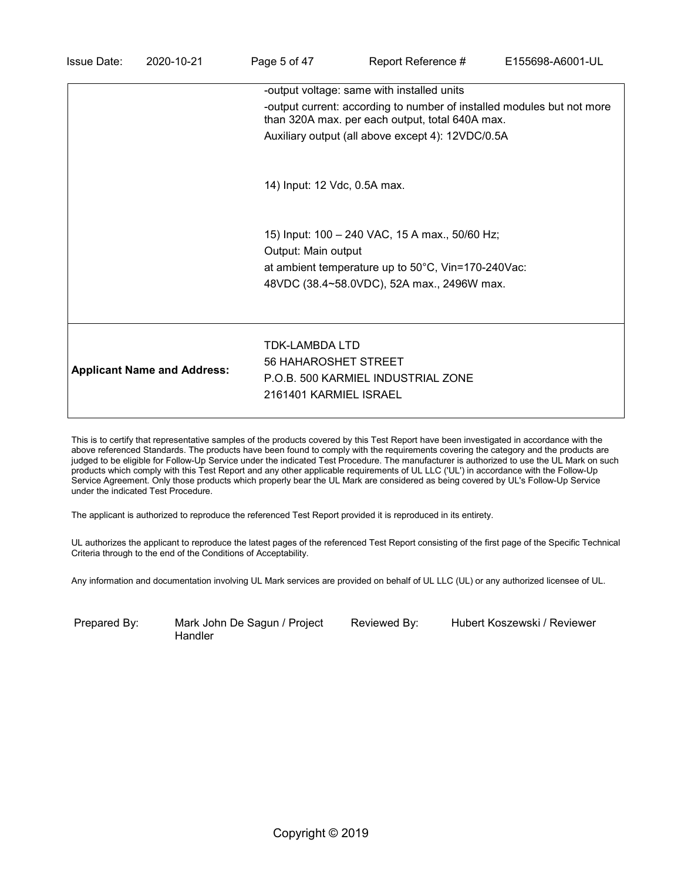| | |
|---|---|
| | -output voltage: same with installed units<br>-output current: according to number of installed modules but not more than 320A max. per each output, total 640A max.<br>Auxiliary output (all above except 4): 12VDC/0.5A<br><br>14) Input: 12 Vdc, 0.5A max.<br><br>15) Input: 100 – 240 VAC, 15 A max., 50/60 Hz;<br>Output: Main output<br>at ambient temperature up to 50°C, Vin=170-240Vac:<br>48VDC (38.4~58.0VDC), 52A max., 2496W max. |
| **Applicant Name and Address:** | TDK-LAMBDA LTD<br>56 HAHAROSHET STREET<br>P.O.B. 500 KARMIEL INDUSTRIAL ZONE<br>2161401 KARMIEL ISRAEL |

This is to certify that representative samples of the products covered by this Test Report have been investigated in accordance with the above referenced Standards. The products have been found to comply with the requirements covering the category and the products are judged to be eligible for Follow-Up Service under the indicated Test Procedure. The manufacturer is authorized to use the UL Mark on such products which comply with this Test Report and any other applicable requirements of UL LLC ('UL') in accordance with the Follow-Up Service Agreement. Only those products which properly bear the UL Mark are considered as being covered by UL's Follow-Up Service under the indicated Test Procedure.

The applicant is authorized to reproduce the referenced Test Report provided it is reproduced in its entirety.

UL authorizes the applicant to reproduce the latest pages of the referenced Test Report consisting of the first page of the Specific Technical Criteria through to the end of the Conditions of Acceptability.

Any information and documentation involving UL Mark services are provided on behalf of UL LLC (UL) or any authorized licensee of UL.

| | | | |
|---|---|---|---|
| Prepared By: | Mark John De Sagun / Project Handler | Reviewed By: | Hubert Koszewski / Reviewer |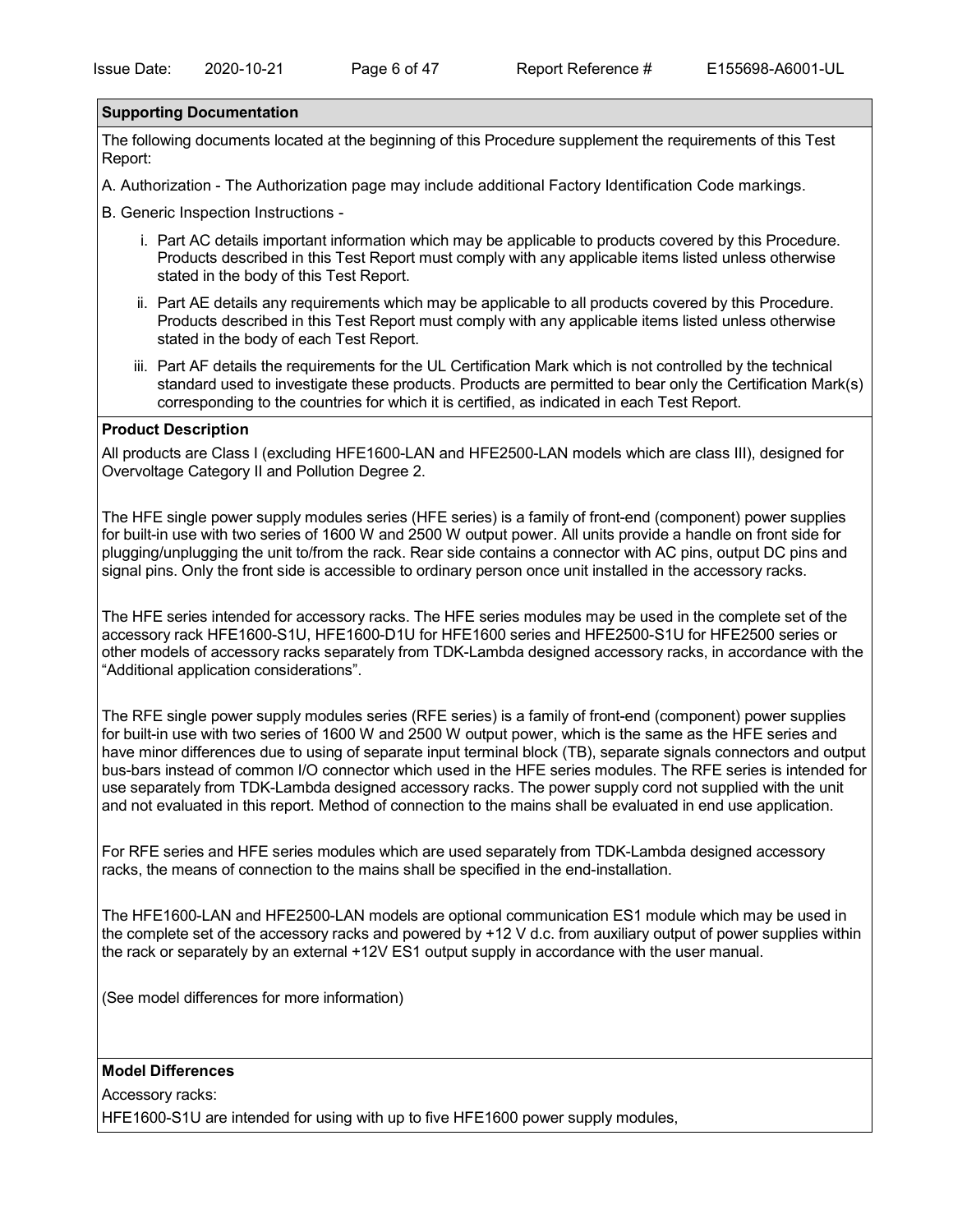## Supporting Documentation

The following documents located at the beginning of this Procedure supplement the requirements of this Test Report:

A. Authorization - The Authorization page may include additional Factory Identification Code markings.

B. Generic Inspection Instructions -

i. Part AC details important information which may be applicable to products covered by this Procedure. Products described in this Test Report must comply with any applicable items listed unless otherwise stated in the body of this Test Report.

ii. Part AE details any requirements which may be applicable to all products covered by this Procedure. Products described in this Test Report must comply with any applicable items listed unless otherwise stated in the body of each Test Report.

iii. Part AF details the requirements for the UL Certification Mark which is not controlled by the technical standard used to investigate these products. Products are permitted to bear only the Certification Mark(s) corresponding to the countries for which it is certified, as indicated in each Test Report.

## Product Description

All products are Class I (excluding HFE1600-LAN and HFE2500-LAN models which are class III), designed for Overvoltage Category II and Pollution Degree 2.

The HFE single power supply modules series (HFE series) is a family of front-end (component) power supplies for built-in use with two series of 1600 W and 2500 W output power. All units provide a handle on front side for plugging/unplugging the unit to/from the rack. Rear side contains a connector with AC pins, output DC pins and signal pins. Only the front side is accessible to ordinary person once unit installed in the accessory racks.

The HFE series intended for accessory racks. The HFE series modules may be used in the complete set of the accessory rack HFE1600-S1U, HFE1600-D1U for HFE1600 series and HFE2500-S1U for HFE2500 series or other models of accessory racks separately from TDK-Lambda designed accessory racks, in accordance with the "Additional application considerations".

The RFE single power supply modules series (RFE series) is a family of front-end (component) power supplies for built-in use with two series of 1600 W and 2500 W output power, which is the same as the HFE series and have minor differences due to using of separate input terminal block (TB), separate signals connectors and output bus-bars instead of common I/O connector which used in the HFE series modules. The RFE series is intended for use separately from TDK-Lambda designed accessory racks. The power supply cord not supplied with the unit and not evaluated in this report. Method of connection to the mains shall be evaluated in end use application.

For RFE series and HFE series modules which are used separately from TDK-Lambda designed accessory racks, the means of connection to the mains shall be specified in the end-installation.

The HFE1600-LAN and HFE2500-LAN models are optional communication ES1 module which may be used in the complete set of the accessory racks and powered by +12 V d.c. from auxiliary output of power supplies within the rack or separately by an external +12V ES1 output supply in accordance with the user manual.

(See model differences for more information)

## Model Differences

Accessory racks:

HFE1600-S1U are intended for using with up to five HFE1600 power supply modules,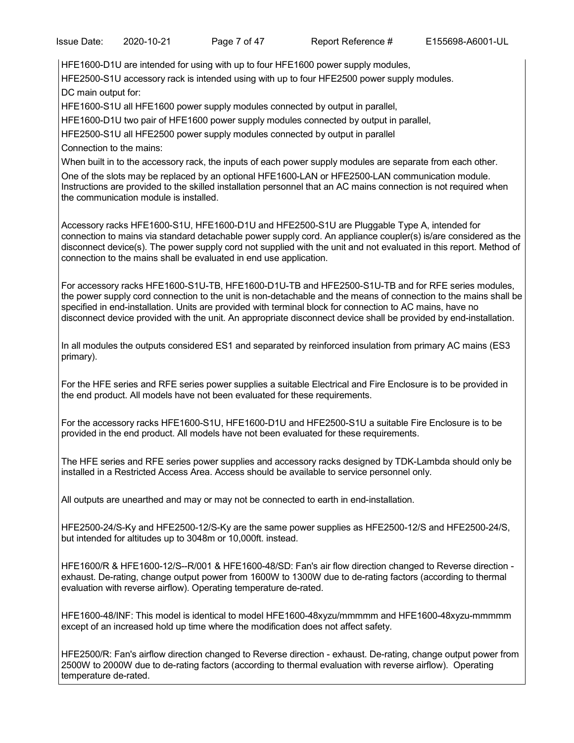HFE1600-D1U are intended for using with up to four HFE1600 power supply modules,

HFE2500-S1U accessory rack is intended using with up to four HFE2500 power supply modules.

DC main output for:

HFE1600-S1U all HFE1600 power supply modules connected by output in parallel,

HFE1600-D1U two pair of HFE1600 power supply modules connected by output in parallel,

HFE2500-S1U all HFE2500 power supply modules connected by output in parallel

Connection to the mains:

When built in to the accessory rack, the inputs of each power supply modules are separate from each other.

One of the slots may be replaced by an optional HFE1600-LAN or HFE2500-LAN communication module. Instructions are provided to the skilled installation personnel that an AC mains connection is not required when the communication module is installed.

Accessory racks HFE1600-S1U, HFE1600-D1U and HFE2500-S1U are Pluggable Type A, intended for connection to mains via standard detachable power supply cord. An appliance coupler(s) is/are considered as the disconnect device(s). The power supply cord not supplied with the unit and not evaluated in this report. Method of connection to the mains shall be evaluated in end use application.

For accessory racks HFE1600-S1U-TB, HFE1600-D1U-TB and HFE2500-S1U-TB and for RFE series modules, the power supply cord connection to the unit is non-detachable and the means of connection to the mains shall be specified in end-installation. Units are provided with terminal block for connection to AC mains, have no disconnect device provided with the unit. An appropriate disconnect device shall be provided by end-installation.

In all modules the outputs considered ES1 and separated by reinforced insulation from primary AC mains (ES3 primary).

For the HFE series and RFE series power supplies a suitable Electrical and Fire Enclosure is to be provided in the end product. All models have not been evaluated for these requirements.

For the accessory racks HFE1600-S1U, HFE1600-D1U and HFE2500-S1U a suitable Fire Enclosure is to be provided in the end product. All models have not been evaluated for these requirements.

The HFE series and RFE series power supplies and accessory racks designed by TDK-Lambda should only be installed in a Restricted Access Area. Access should be available to service personnel only.

All outputs are unearthed and may or may not be connected to earth in end-installation.

HFE2500-24/S-Ky and HFE2500-12/S-Ky are the same power supplies as HFE2500-12/S and HFE2500-24/S, but intended for altitudes up to 3048m or 10,000ft. instead.

HFE1600/R & HFE1600-12/S--R/001 & HFE1600-48/SD: Fan's air flow direction changed to Reverse direction - exhaust. De-rating, change output power from 1600W to 1300W due to de-rating factors (according to thermal evaluation with reverse airflow). Operating temperature de-rated.

HFE1600-48/INF: This model is identical to model HFE1600-48xyzu/mmmmm and HFE1600-48xyzu-mmmmm except of an increased hold up time where the modification does not affect safety.

HFE2500/R: Fan's airflow direction changed to Reverse direction - exhaust. De-rating, change output power from 2500W to 2000W due to de-rating factors (according to thermal evaluation with reverse airflow). Operating temperature de-rated.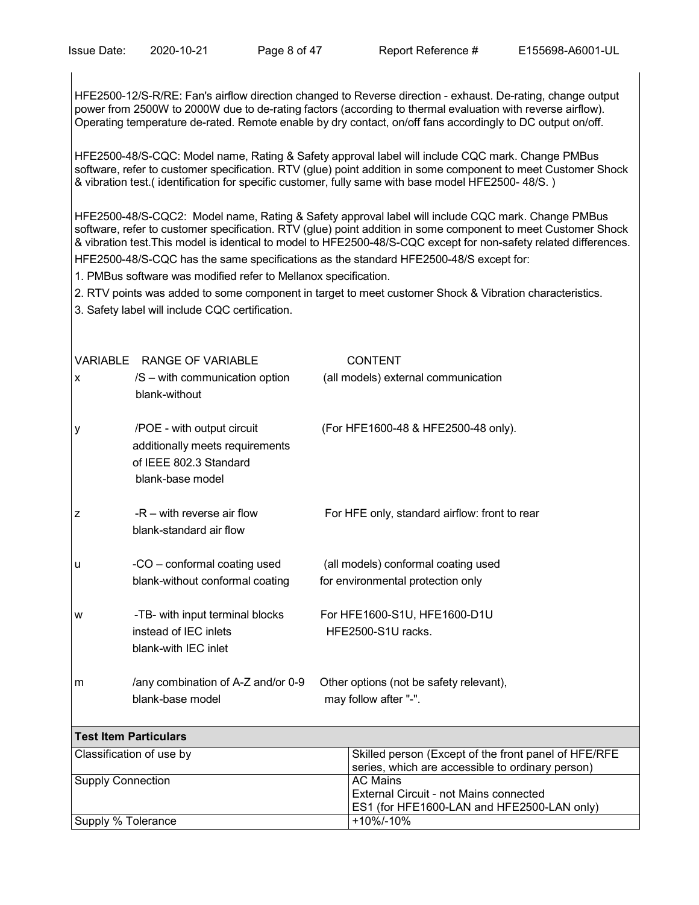HFE2500-12/S-R/RE: Fan's airflow direction changed to Reverse direction - exhaust. De-rating, change output power from 2500W to 2000W due to de-rating factors (according to thermal evaluation with reverse airflow). Operating temperature de-rated. Remote enable by dry contact, on/off fans accordingly to DC output on/off.

HFE2500-48/S-CQC: Model name, Rating & Safety approval label will include CQC mark. Change PMBus software, refer to customer specification. RTV (glue) point addition in some component to meet Customer Shock & vibration test.( identification for specific customer, fully same with base model HFE2500- 48/S. )

HFE2500-48/S-CQC2: Model name, Rating & Safety approval label will include CQC mark. Change PMBus software, refer to customer specification. RTV (glue) point addition in some component to meet Customer Shock & vibration test.This model is identical to model to HFE2500-48/S-CQC except for non-safety related differences.

HFE2500-48/S-CQC has the same specifications as the standard HFE2500-48/S except for:

1. PMBus software was modified refer to Mellanox specification.
2. RTV points was added to some component in target to meet customer Shock & Vibration characteristics.
3. Safety label will include CQC certification.

| VARIABLE | RANGE OF VARIABLE | CONTENT |
|---|---|---|
| x | /S – with communication option<br>blank-without | (all models) external communication |
| y | /POE - with output circuit additionally meets requirements of IEEE 802.3 Standard<br>blank-base model | (For HFE1600-48 & HFE2500-48 only). |
| z | -R – with reverse air flow<br>blank-standard air flow | For HFE only, standard airflow: front to rear |
| u | -CO – conformal coating used<br>blank-without conformal coating | (all models) conformal coating used for environmental protection only |
| w | -TB- with input terminal blocks instead of IEC inlets<br>blank-with IEC inlet | For HFE1600-S1U, HFE1600-D1U HFE2500-S1U racks. |
| m | /any combination of A-Z and/or 0-9<br>blank-base model | Other options (not be safety relevant), may follow after "-". |

| **Test Item Particulars** | |
|---|---|
| Classification of use by | Skilled person (Except of the front panel of HFE/RFE series, which are accessible to ordinary person) |
| Supply Connection | AC Mains<br>External Circuit - not Mains connected<br>ES1 (for HFE1600-LAN and HFE2500-LAN only) |
| Supply % Tolerance | +10%/-10% |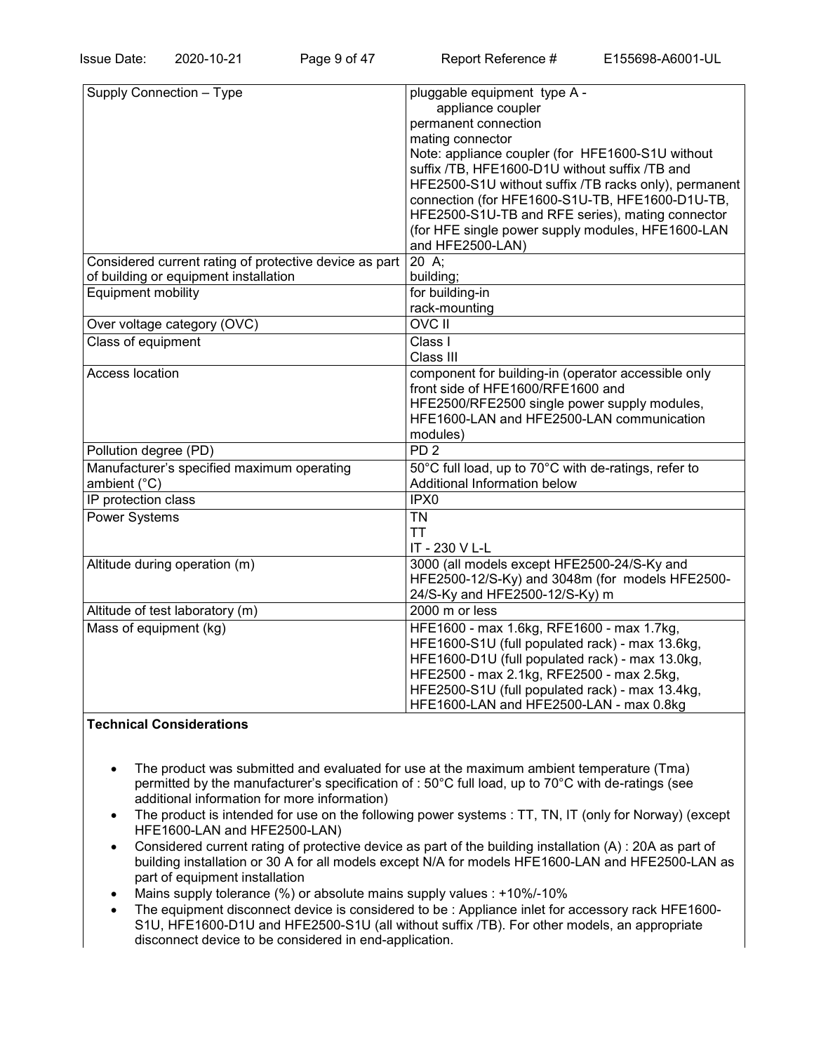| Supply Connection – Type | pluggable equipment type A - appliance coupler<br>permanent connection<br>mating connector<br>Note: appliance coupler (for HFE1600-S1U without suffix /TB, HFE1600-D1U without suffix /TB and HFE2500-S1U without suffix /TB racks only), permanent connection (for HFE1600-S1U-TB, HFE1600-D1U-TB, HFE2500-S1U-TB and RFE series), mating connector (for HFE single power supply modules, HFE1600-LAN and HFE2500-LAN) |
|---|---|
| Considered current rating of protective device as part of building or equipment installation | 20 A;<br>building; |
| Equipment mobility | for building-in<br>rack-mounting |
| Over voltage category (OVC) | OVC II |
| Class of equipment | Class I<br>Class III |
| Access location | component for building-in (operator accessible only front side of HFE1600/RFE1600 and HFE2500/RFE2500 single power supply modules, HFE1600-LAN and HFE2500-LAN communication modules) |
| Pollution degree (PD) | PD 2 |
| Manufacturer's specified maximum operating ambient (°C) | 50°C full load, up to 70°C with de-ratings, refer to Additional Information below |
| IP protection class | IPX0 |
| Power Systems | TN<br>TT<br>IT - 230 V L-L |
| Altitude during operation (m) | 3000 (all models except HFE2500-24/S-Ky and HFE2500-12/S-Ky) and 3048m (for models HFE2500-24/S-Ky and HFE2500-12/S-Ky) m |
| Altitude of test laboratory (m) | 2000 m or less |
| Mass of equipment (kg) | HFE1600 - max 1.6kg, RFE1600 - max 1.7kg,<br>HFE1600-S1U (full populated rack) - max 13.6kg,<br>HFE1600-D1U (full populated rack) - max 13.0kg,<br>HFE2500 - max 2.1kg, RFE2500 - max 2.5kg,<br>HFE2500-S1U (full populated rack) - max 13.4kg,<br>HFE1600-LAN and HFE2500-LAN - max 0.8kg |

**Technical Considerations**

- The product was submitted and evaluated for use at the maximum ambient temperature (Tma) permitted by the manufacturer's specification of : 50°C full load, up to 70°C with de-ratings (see additional information for more information)
- The product is intended for use on the following power systems : TT, TN, IT (only for Norway) (except HFE1600-LAN and HFE2500-LAN)
- Considered current rating of protective device as part of the building installation (A) : 20A as part of building installation or 30 A for all models except N/A for models HFE1600-LAN and HFE2500-LAN as part of equipment installation
- Mains supply tolerance (%) or absolute mains supply values : +10%/-10%
- The equipment disconnect device is considered to be : Appliance inlet for accessory rack HFE1600-S1U, HFE1600-D1U and HFE2500-S1U (all without suffix /TB). For other models, an appropriate disconnect device to be considered in end-application.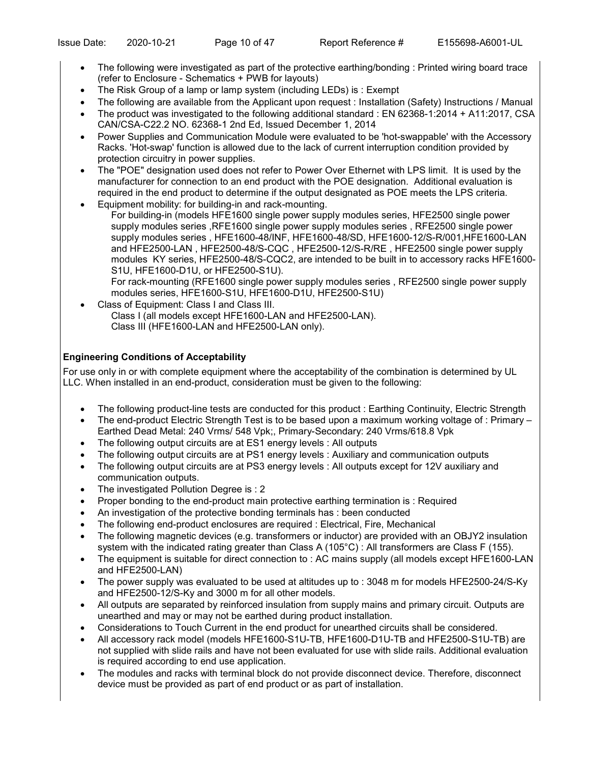- The following were investigated as part of the protective earthing/bonding : Printed wiring board trace (refer to Enclosure - Schematics + PWB for layouts)
- The Risk Group of a lamp or lamp system (including LEDs) is : Exempt
- The following are available from the Applicant upon request : Installation (Safety) Instructions / Manual
- The product was investigated to the following additional standard : EN 62368-1:2014 + A11:2017, CSA CAN/CSA-C22.2 NO. 62368-1 2nd Ed, Issued December 1, 2014
- Power Supplies and Communication Module were evaluated to be 'hot-swappable' with the Accessory Racks. 'Hot-swap' function is allowed due to the lack of current interruption condition provided by protection circuitry in power supplies.
- The "POE" designation used does not refer to Power Over Ethernet with LPS limit. It is used by the manufacturer for connection to an end product with the POE designation. Additional evaluation is required in the end product to determine if the output designated as POE meets the LPS criteria.
- Equipment mobility: for building-in and rack-mounting.
  For building-in (models HFE1600 single power supply modules series, HFE2500 single power supply modules series ,RFE1600 single power supply modules series , RFE2500 single power supply modules series , HFE1600-48/INF, HFE1600-48/SD, HFE1600-12/S-R/001,HFE1600-LAN and HFE2500-LAN , HFE2500-48/S-CQC , HFE2500-12/S-R/RE , HFE2500 single power supply modules KY series, HFE2500-48/S-CQC2, are intended to be built in to accessory racks HFE1600-S1U, HFE1600-D1U, or HFE2500-S1U).
  For rack-mounting (RFE1600 single power supply modules series , RFE2500 single power supply modules series, HFE1600-S1U, HFE1600-D1U, HFE2500-S1U)
- Class of Equipment: Class I and Class III.
  Class I (all models except HFE1600-LAN and HFE2500-LAN).
  Class III (HFE1600-LAN and HFE2500-LAN only).

**Engineering Conditions of Acceptability**

For use only in or with complete equipment where the acceptability of the combination is determined by UL LLC. When installed in an end-product, consideration must be given to the following:

- The following product-line tests are conducted for this product : Earthing Continuity, Electric Strength
- The end-product Electric Strength Test is to be based upon a maximum working voltage of : Primary – Earthed Dead Metal: 240 Vrms/ 548 Vpk;, Primary-Secondary: 240 Vrms/618.8 Vpk
- The following output circuits are at ES1 energy levels : All outputs
- The following output circuits are at PS1 energy levels : Auxiliary and communication outputs
- The following output circuits are at PS3 energy levels : All outputs except for 12V auxiliary and communication outputs.
- The investigated Pollution Degree is : 2
- Proper bonding to the end-product main protective earthing termination is : Required
- An investigation of the protective bonding terminals has : been conducted
- The following end-product enclosures are required : Electrical, Fire, Mechanical
- The following magnetic devices (e.g. transformers or inductor) are provided with an OBJY2 insulation system with the indicated rating greater than Class A (105°C) : All transformers are Class F (155).
- The equipment is suitable for direct connection to : AC mains supply (all models except HFE1600-LAN and HFE2500-LAN)
- The power supply was evaluated to be used at altitudes up to : 3048 m for models HFE2500-24/S-Ky and HFE2500-12/S-Ky and 3000 m for all other models.
- All outputs are separated by reinforced insulation from supply mains and primary circuit. Outputs are unearthed and may or may not be earthed during product installation.
- Considerations to Touch Current in the end product for unearthed circuits shall be considered.
- All accessory rack model (models HFE1600-S1U-TB, HFE1600-D1U-TB and HFE2500-S1U-TB) are not supplied with slide rails and have not been evaluated for use with slide rails. Additional evaluation is required according to end use application.
- The modules and racks with terminal block do not provide disconnect device. Therefore, disconnect device must be provided as part of end product or as part of installation.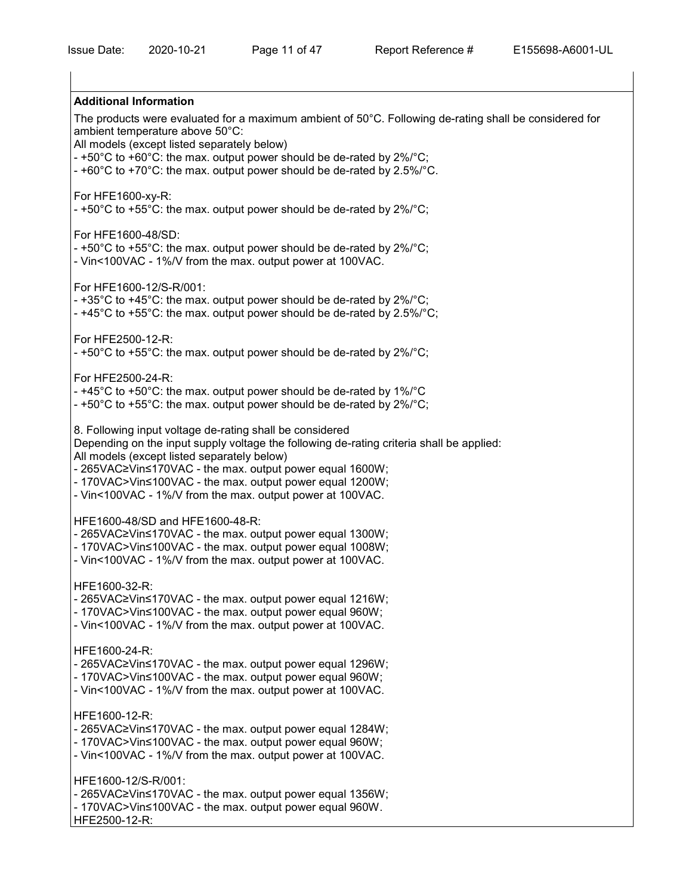**Additional Information**

The products were evaluated for a maximum ambient of 50°C. Following de-rating shall be considered for ambient temperature above 50°C:
All models (except listed separately below)
- +50°C to +60°C: the max. output power should be de-rated by 2%/°C;
- +60°C to +70°C: the max. output power should be de-rated by 2.5%/°C.

For HFE1600-xy-R:
- +50°C to +55°C: the max. output power should be de-rated by 2%/°C;

For HFE1600-48/SD:
- +50°C to +55°C: the max. output power should be de-rated by 2%/°C;
- Vin<100VAC - 1%/V from the max. output power at 100VAC.

For HFE1600-12/S-R/001:
- +35°C to +45°C: the max. output power should be de-rated by 2%/°C;
- +45°C to +55°C: the max. output power should be de-rated by 2.5%/°C;

For HFE2500-12-R:
- +50°C to +55°C: the max. output power should be de-rated by 2%/°C;

For HFE2500-24-R:
- +45°C to +50°C: the max. output power should be de-rated by 1%/°C
- +50°C to +55°C: the max. output power should be de-rated by 2%/°C;

8. Following input voltage de-rating shall be considered
Depending on the input supply voltage the following de-rating criteria shall be applied:
All models (except listed separately below)
- 265VAC≥Vin≤170VAC - the max. output power equal 1600W;
- 170VAC>Vin≤100VAC - the max. output power equal 1200W;
- Vin<100VAC - 1%/V from the max. output power at 100VAC.

HFE1600-48/SD and HFE1600-48-R:
- 265VAC≥Vin≤170VAC - the max. output power equal 1300W;
- 170VAC>Vin≤100VAC - the max. output power equal 1008W;
- Vin<100VAC - 1%/V from the max. output power at 100VAC.

HFE1600-32-R:
- 265VAC≥Vin≤170VAC - the max. output power equal 1216W;
- 170VAC>Vin≤100VAC - the max. output power equal 960W;
- Vin<100VAC - 1%/V from the max. output power at 100VAC.

HFE1600-24-R:
- 265VAC≥Vin≤170VAC - the max. output power equal 1296W;
- 170VAC>Vin≤100VAC - the max. output power equal 960W;
- Vin<100VAC - 1%/V from the max. output power at 100VAC.

HFE1600-12-R:
- 265VAC≥Vin≤170VAC - the max. output power equal 1284W;
- 170VAC>Vin≤100VAC - the max. output power equal 960W;
- Vin<100VAC - 1%/V from the max. output power at 100VAC.

HFE1600-12/S-R/001:
- 265VAC≥Vin≤170VAC - the max. output power equal 1356W;
- 170VAC>Vin≤100VAC - the max. output power equal 960W.

HFE2500-12-R: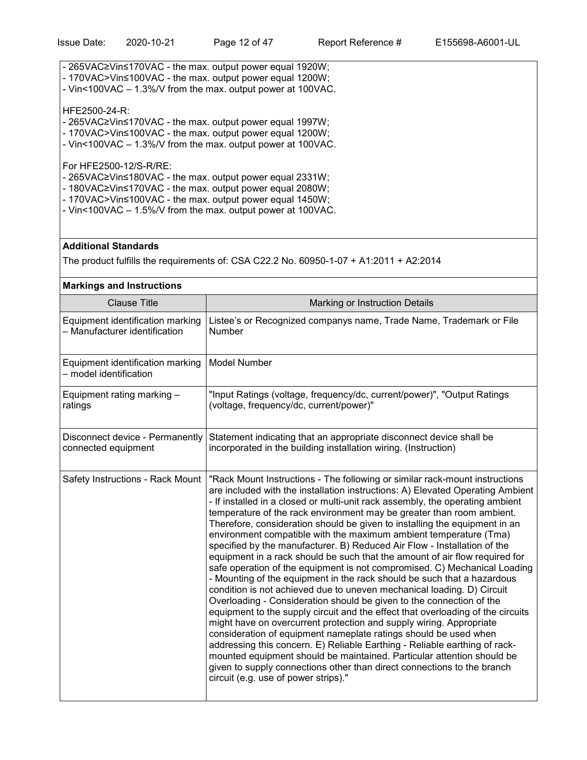- 265VAC≥Vin≤170VAC - the max. output power equal 1920W;
- 170VAC>Vin≤100VAC - the max. output power equal 1200W;
- Vin<100VAC – 1.3%/V from the max. output power at 100VAC.

HFE2500-24-R:
- 265VAC≥Vin≤170VAC - the max. output power equal 1997W;
- 170VAC>Vin≤100VAC - the max. output power equal 1200W;
- Vin<100VAC – 1.3%/V from the max. output power at 100VAC.

For HFE2500-12/S-R/RE:
- 265VAC≥Vin≤180VAC - the max. output power equal 2331W;
- 180VAC≥Vin≤170VAC - the max. output power equal 2080W;
- 170VAC>Vin≤100VAC - the max. output power equal 1450W;
- Vin<100VAC – 1.5%/V from the max. output power at 100VAC.

**Additional Standards**

The product fulfills the requirements of: CSA C22.2 No. 60950-1-07 + A1:2011 + A2:2014

**Markings and Instructions**

| Clause Title | Marking or Instruction Details |
|---|---|
| Equipment identification marking – Manufacturer identification | Listee's or Recognized companys name, Trade Name, Trademark or File Number |
| Equipment identification marking – model identification | Model Number |
| Equipment rating marking – ratings | "Input Ratings (voltage, frequency/dc, current/power)", "Output Ratings (voltage, frequency/dc, current/power)" |
| Disconnect device - Permanently connected equipment | Statement indicating that an appropriate disconnect device shall be incorporated in the building installation wiring. (Instruction) |
| Safety Instructions - Rack Mount | "Rack Mount Instructions - The following or similar rack-mount instructions are included with the installation instructions: A) Elevated Operating Ambient - If installed in a closed or multi-unit rack assembly, the operating ambient temperature of the rack environment may be greater than room ambient. Therefore, consideration should be given to installing the equipment in an environment compatible with the maximum ambient temperature (Tma) specified by the manufacturer. B) Reduced Air Flow - Installation of the equipment in a rack should be such that the amount of air flow required for safe operation of the equipment is not compromised. C) Mechanical Loading - Mounting of the equipment in the rack should be such that a hazardous condition is not achieved due to uneven mechanical loading. D) Circuit Overloading - Consideration should be given to the connection of the equipment to the supply circuit and the effect that overloading of the circuits might have on overcurrent protection and supply wiring. Appropriate consideration of equipment nameplate ratings should be used when addressing this concern. E) Reliable Earthing - Reliable earthing of rack-mounted equipment should be maintained. Particular attention should be given to supply connections other than direct connections to the branch circuit (e.g. use of power strips)." |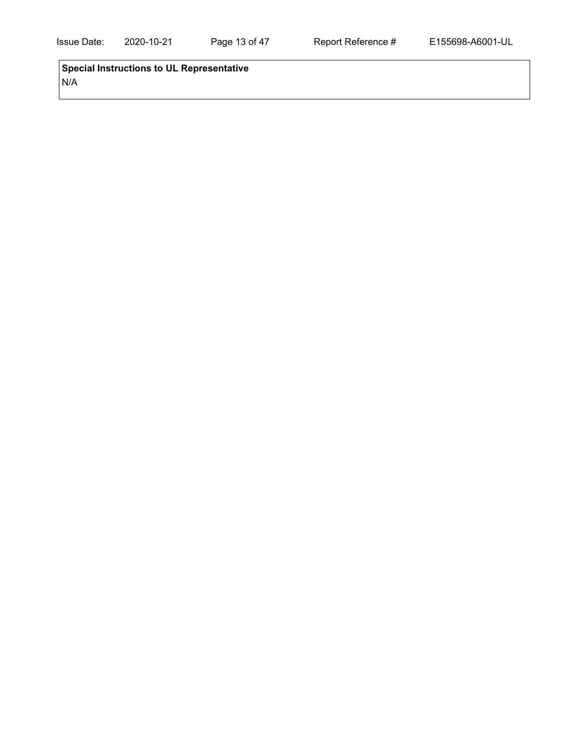| **Special Instructions to UL Representative** |
| --- |
| N/A |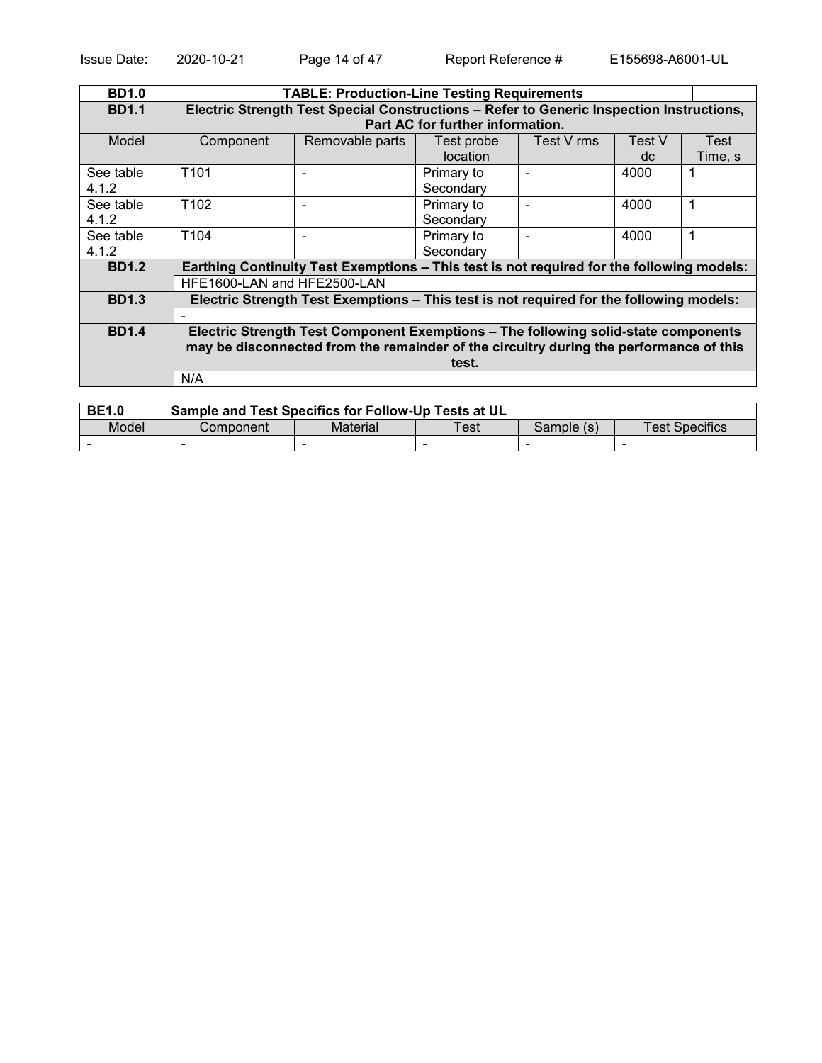| BD1.0 | TABLE: Production-Line Testing Requirements | | | | | |
|---|---|---|---|---|---|---|
| **BD1.1** | **Electric Strength Test Special Constructions – Refer to Generic Inspection Instructions, Part AC for further information.** | | | | | |
| Model | Component | Removable parts | Test probe location | Test V rms | Test V dc | Test Time, s |
| See table 4.1.2 | T101 | - | Primary to Secondary | - | 4000 | 1 |
| See table 4.1.2 | T102 | - | Primary to Secondary | - | 4000 | 1 |
| See table 4.1.2 | T104 | - | Primary to Secondary | - | 4000 | 1 |
| **BD1.2** | **Earthing Continuity Test Exemptions – This test is not required for the following models:** | | | | | |
| | HFE1600-LAN and HFE2500-LAN | | | | | |
| **BD1.3** | **Electric Strength Test Exemptions – This test is not required for the following models:** | | | | | |
| | - | | | | | |
| **BD1.4** | **Electric Strength Test Component Exemptions – The following solid-state components may be disconnected from the remainder of the circuitry during the performance of this test.** | | | | | |
| | N/A | | | | | |

| BE1.0 | Sample and Test Specifics for Follow-Up Tests at UL | | | | |
|---|---|---|---|---|---|
| Model | Component | Material | Test | Sample (s) | Test Specifics |
| - | - | - | - | - | - |